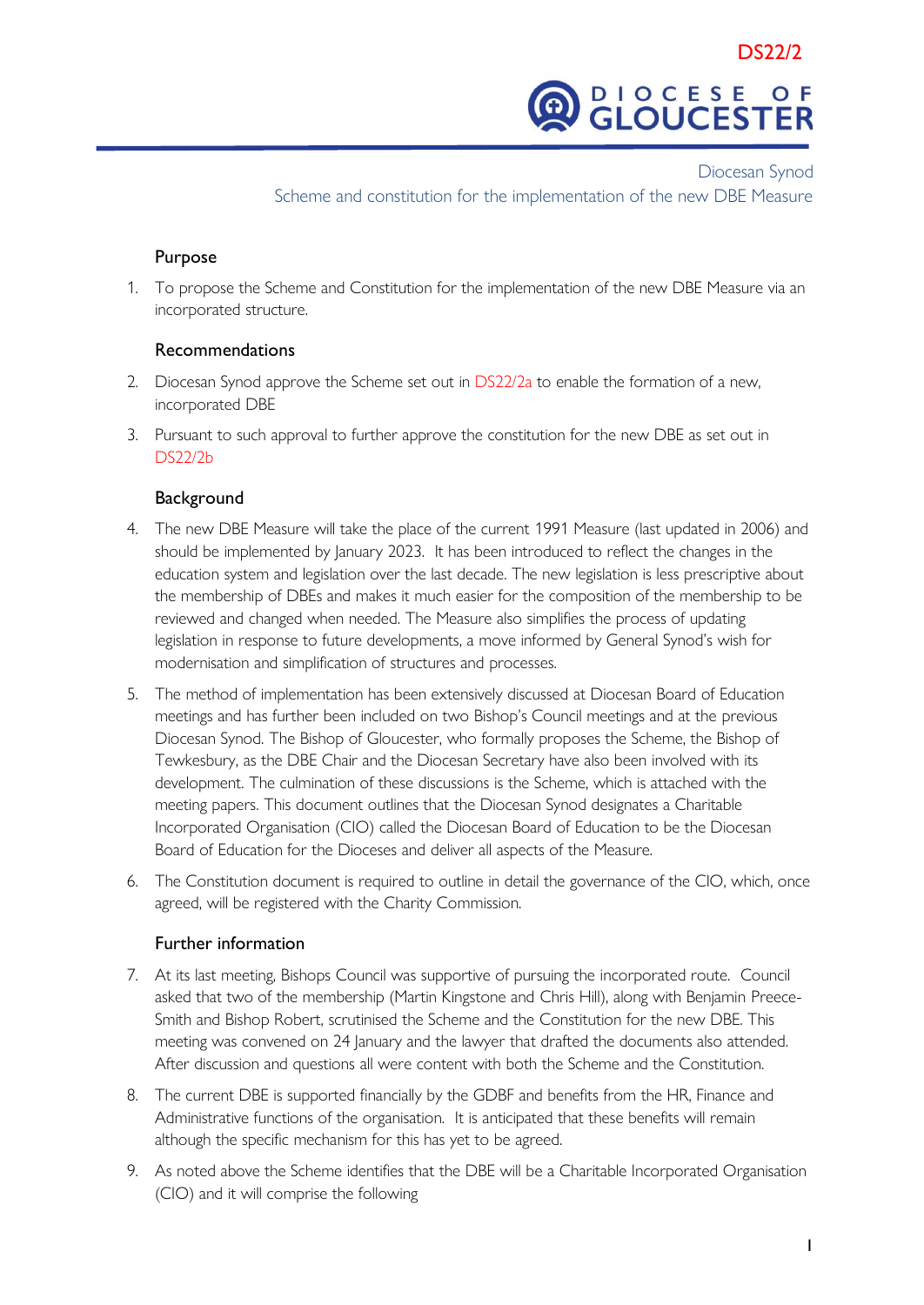DS22/2

DIOCESE OF GLOUCESTER

Diocesan Synod
Scheme and constitution for the implementation of the new DBE Measure

### Purpose

1. To propose the Scheme and Constitution for the implementation of the new DBE Measure via an incorporated structure.

### Recommendations

2. Diocesan Synod approve the Scheme set out in DS22/2a to enable the formation of a new, incorporated DBE
3. Pursuant to such approval to further approve the constitution for the new DBE as set out in DS22/2b

### Background

4. The new DBE Measure will take the place of the current 1991 Measure (last updated in 2006) and should be implemented by January 2023. It has been introduced to reflect the changes in the education system and legislation over the last decade. The new legislation is less prescriptive about the membership of DBEs and makes it much easier for the composition of the membership to be reviewed and changed when needed. The Measure also simplifies the process of updating legislation in response to future developments, a move informed by General Synod's wish for modernisation and simplification of structures and processes.
5. The method of implementation has been extensively discussed at Diocesan Board of Education meetings and has further been included on two Bishop's Council meetings and at the previous Diocesan Synod. The Bishop of Gloucester, who formally proposes the Scheme, the Bishop of Tewkesbury, as the DBE Chair and the Diocesan Secretary have also been involved with its development. The culmination of these discussions is the Scheme, which is attached with the meeting papers. This document outlines that the Diocesan Synod designates a Charitable Incorporated Organisation (CIO) called the Diocesan Board of Education to be the Diocesan Board of Education for the Dioceses and deliver all aspects of the Measure.
6. The Constitution document is required to outline in detail the governance of the CIO, which, once agreed, will be registered with the Charity Commission.

### Further information

7. At its last meeting, Bishops Council was supportive of pursuing the incorporated route. Council asked that two of the membership (Martin Kingstone and Chris Hill), along with Benjamin Preece-Smith and Bishop Robert, scrutinised the Scheme and the Constitution for the new DBE. This meeting was convened on 24 January and the lawyer that drafted the documents also attended. After discussion and questions all were content with both the Scheme and the Constitution.
8. The current DBE is supported financially by the GDBF and benefits from the HR, Finance and Administrative functions of the organisation. It is anticipated that these benefits will remain although the specific mechanism for this has yet to be agreed.
9. As noted above the Scheme identifies that the DBE will be a Charitable Incorporated Organisation (CIO) and it will comprise the following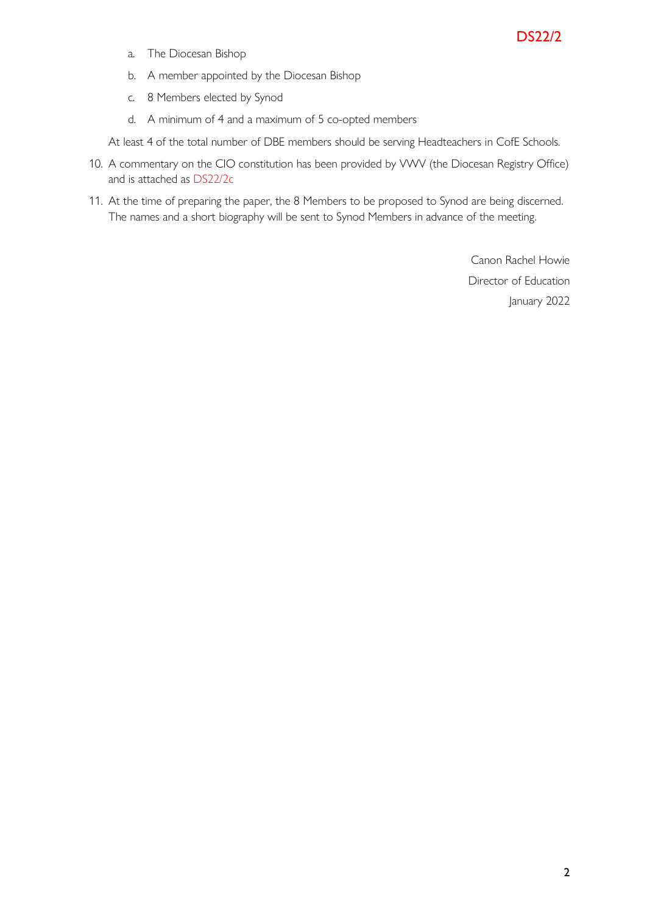a. The Diocesan Bishop
b. A member appointed by the Diocesan Bishop
c. 8 Members elected by Synod
d. A minimum of 4 and a maximum of 5 co-opted members

At least 4 of the total number of DBE members should be serving Headteachers in CofE Schools.

10. A commentary on the CIO constitution has been provided by VWV (the Diocesan Registry Office) and is attached as DS22/2c

11. At the time of preparing the paper, the 8 Members to be proposed to Synod are being discerned. The names and a short biography will be sent to Synod Members in advance of the meeting.

Canon Rachel Howie
Director of Education
January 2022